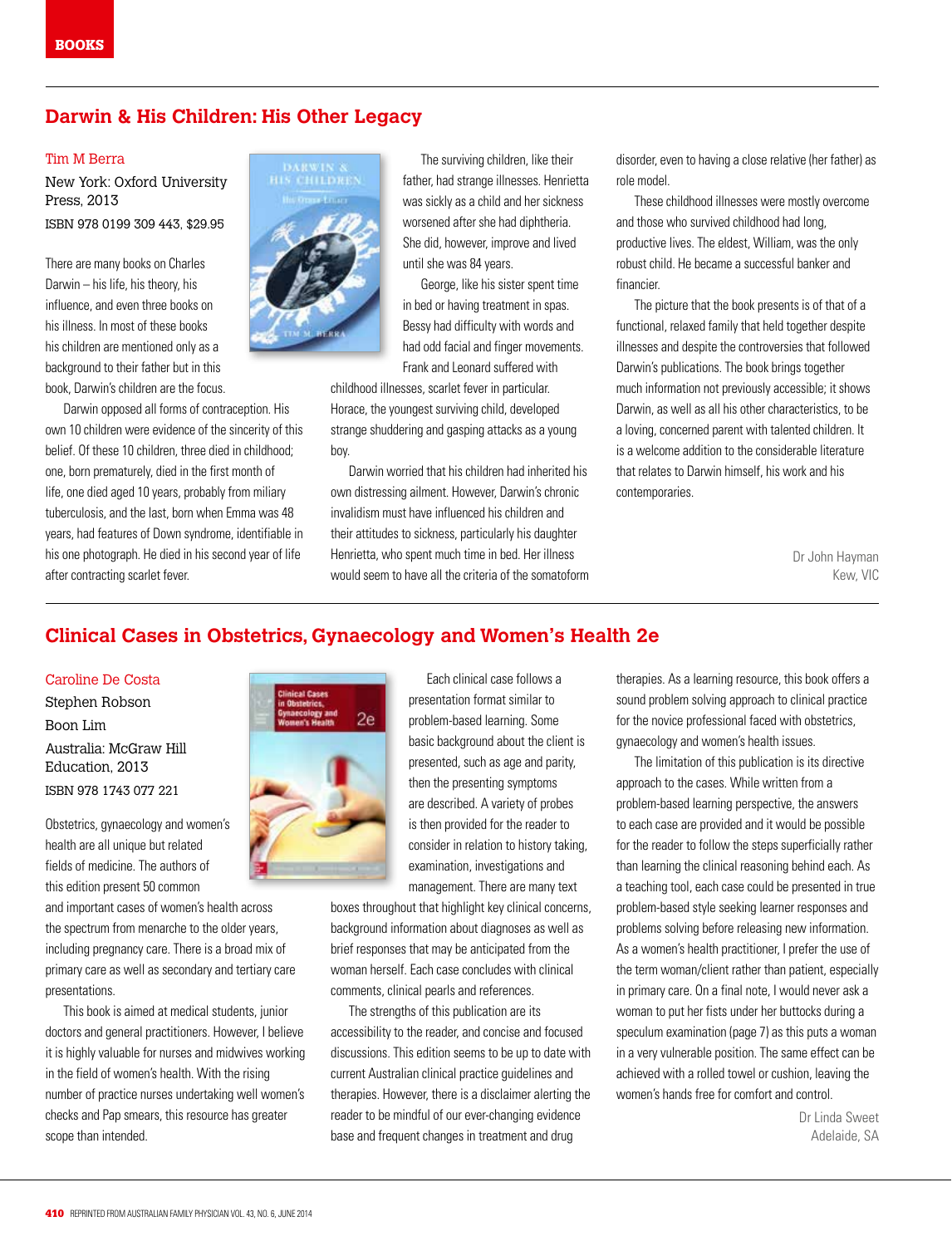BOOKS

## Darwin & His Children: His Other Legacy

Tim M Berra

New York: Oxford University Press, 2013

ISBN 978 0199 309 443, $29.95

There are many books on Charles Darwin – his life, his theory, his influence, and even three books on his illness. In most of these books his children are mentioned only as a background to their father but in this book, Darwin's children are the focus.

Darwin opposed all forms of contraception. His own 10 children were evidence of the sincerity of this belief. Of these 10 children, three died in childhood; one, born prematurely, died in the first month of life, one died aged 10 years, probably from miliary tuberculosis, and the last, born when Emma was 48 years, had features of Down syndrome, identifiable in his one photograph. He died in his second year of life after contracting scarlet fever.

The surviving children, like their father, had strange illnesses. Henrietta was sickly as a child and her sickness worsened after she had diphtheria. She did, however, improve and lived until she was 84 years.

George, like his sister spent time in bed or having treatment in spas. Bessy had difficulty with words and had odd facial and finger movements. Frank and Leonard suffered with childhood illnesses, scarlet fever in particular. Horace, the youngest surviving child, developed strange shuddering and gasping attacks as a young boy.

Darwin worried that his children had inherited his own distressing ailment. However, Darwin's chronic invalidism must have influenced his children and their attitudes to sickness, particularly his daughter Henrietta, who spent much time in bed. Her illness would seem to have all the criteria of the somatoform disorder, even to having a close relative (her father) as role model.

These childhood illnesses were mostly overcome and those who survived childhood had long, productive lives. The eldest, William, was the only robust child. He became a successful banker and financier.

The picture that the book presents is of that of a functional, relaxed family that held together despite illnesses and despite the controversies that followed Darwin's publications. The book brings together much information not previously accessible; it shows Darwin, as well as all his other characteristics, to be a loving, concerned parent with talented children. It is a welcome addition to the considerable literature that relates to Darwin himself, his work and his contemporaries.

Dr John Hayman
Kew, VIC

## Clinical Cases in Obstetrics, Gynaecology and Women's Health 2e

Caroline De Costa

Stephen Robson

Boon Lim

Australia: McGraw Hill Education, 2013

ISBN 978 1743 077 221

Obstetrics, gynaecology and women's health are all unique but related fields of medicine. The authors of this edition present 50 common and important cases of women's health across the spectrum from menarche to the older years, including pregnancy care. There is a broad mix of primary care as well as secondary and tertiary care presentations.

This book is aimed at medical students, junior doctors and general practitioners. However, I believe it is highly valuable for nurses and midwives working in the field of women's health. With the rising number of practice nurses undertaking well women's checks and Pap smears, this resource has greater scope than intended.

Each clinical case follows a presentation format similar to problem-based learning. Some basic background about the client is presented, such as age and parity, then the presenting symptoms are described. A variety of probes is then provided for the reader to consider in relation to history taking, examination, investigations and management. There are many text boxes throughout that highlight key clinical concerns, background information about diagnoses as well as brief responses that may be anticipated from the woman herself. Each case concludes with clinical comments, clinical pearls and references.

The strengths of this publication are its accessibility to the reader, and concise and focused discussions. This edition seems to be up to date with current Australian clinical practice guidelines and therapies. However, there is a disclaimer alerting the reader to be mindful of our ever-changing evidence base and frequent changes in treatment and drug therapies. As a learning resource, this book offers a sound problem solving approach to clinical practice for the novice professional faced with obstetrics, gynaecology and women's health issues.

The limitation of this publication is its directive approach to the cases. While written from a problem-based learning perspective, the answers to each case are provided and it would be possible for the reader to follow the steps superficially rather than learning the clinical reasoning behind each. As a teaching tool, each case could be presented in true problem-based style seeking learner responses and problems solving before releasing new information. As a women's health practitioner, I prefer the use of the term woman/client rather than patient, especially in primary care. On a final note, I would never ask a woman to put her fists under her buttocks during a speculum examination (page 7) as this puts a woman in a very vulnerable position. The same effect can be achieved with a rolled towel or cushion, leaving the women's hands free for comfort and control.

Dr Linda Sweet
Adelaide, SA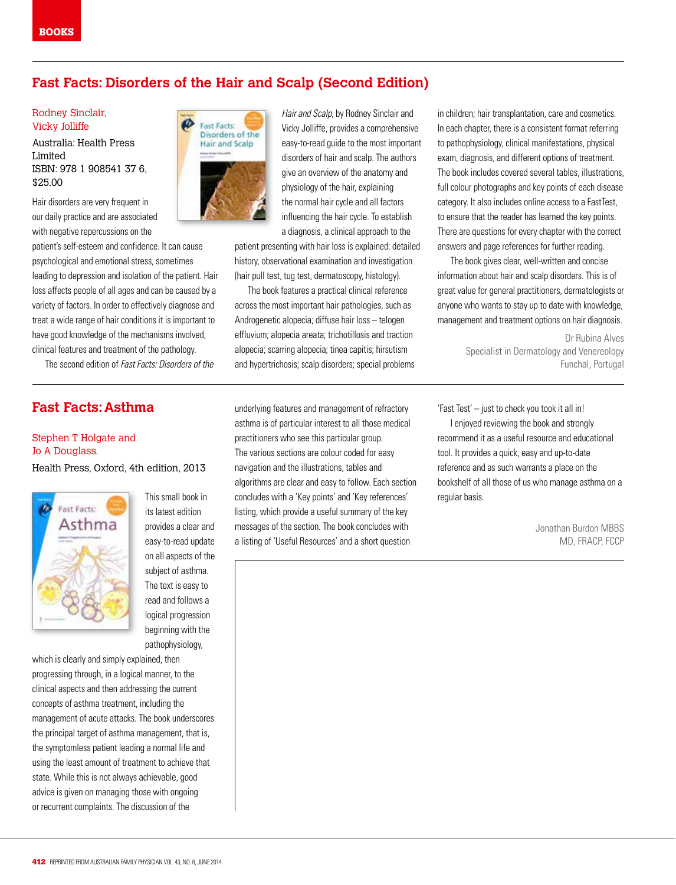BOOKS

## Fast Facts: Disorders of the Hair and Scalp (Second Edition)

Rodney Sinclair,
Vicky Jolliffe

Australia: Health Press Limited
ISBN: 978 1 908541 37 6,
$25.00

Hair disorders are very frequent in our daily practice and are associated with negative repercussions on the patient's self-esteem and confidence. It can cause psychological and emotional stress, sometimes leading to depression and isolation of the patient. Hair loss affects people of all ages and can be caused by a variety of factors. In order to effectively diagnose and treat a wide range of hair conditions it is important to have good knowledge of the mechanisms involved, clinical features and treatment of the pathology.

The second edition of *Fast Facts: Disorders of the Hair and Scalp*, by Rodney Sinclair and Vicky Jolliffe, provides a comprehensive easy-to-read guide to the most important disorders of hair and scalp. The authors give an overview of the anatomy and physiology of the hair, explaining the normal hair cycle and all factors influencing the hair cycle. To establish a diagnosis, a clinical approach to the patient presenting with hair loss is explained: detailed history, observational examination and investigation (hair pull test, tug test, dermatoscopy, histology).

The book features a practical clinical reference across the most important hair pathologies, such as Androgenetic alopecia; diffuse hair loss – telogen effluvium; alopecia areata; trichotillosis and traction alopecia; scarring alopecia; tinea capitis; hirsutism and hypertrichosis; scalp disorders; special problems in children; hair transplantation, care and cosmetics. In each chapter, there is a consistent format referring to pathophysiology, clinical manifestations, physical exam, diagnosis, and different options of treatment. The book includes covered several tables, illustrations, full colour photographs and key points of each disease category. It also includes online access to a FastTest, to ensure that the reader has learned the key points. There are questions for every chapter with the correct answers and page references for further reading.

The book gives clear, well-written and concise information about hair and scalp disorders. This is of great value for general practitioners, dermatologists or anyone who wants to stay up to date with knowledge, management and treatment options on hair diagnosis.

Dr Rubina Alves
Specialist in Dermatology and Venereology
Funchal, Portugal

## Fast Facts: Asthma

Stephen T Holgate and
Jo A Douglass.

Health Press, Oxford, 4th edition, 2013

This small book in its latest edition provides a clear and easy-to-read update on all aspects of the subject of asthma. The text is easy to read and follows a logical progression beginning with the pathophysiology, which is clearly and simply explained, then progressing through, in a logical manner, to the clinical aspects and then addressing the current concepts of asthma treatment, including the management of acute attacks. The book underscores the principal target of asthma management, that is, the symptomless patient leading a normal life and using the least amount of treatment to achieve that state. While this is not always achievable, good advice is given on managing those with ongoing or recurrent complaints. The discussion of the underlying features and management of refractory asthma is of particular interest to all those medical practitioners who see this particular group. The various sections are colour coded for easy navigation and the illustrations, tables and algorithms are clear and easy to follow. Each section concludes with a 'Key points' and 'Key references' listing, which provide a useful summary of the key messages of the section. The book concludes with a listing of 'Useful Resources' and a short question 'Fast Test' – just to check you took it all in!

I enjoyed reviewing the book and strongly recommend it as a useful resource and educational tool. It provides a quick, easy and up-to-date reference and as such warrants a place on the bookshelf of all those of us who manage asthma on a regular basis.

Jonathan Burdon MBBS
MD, FRACP, FCCP